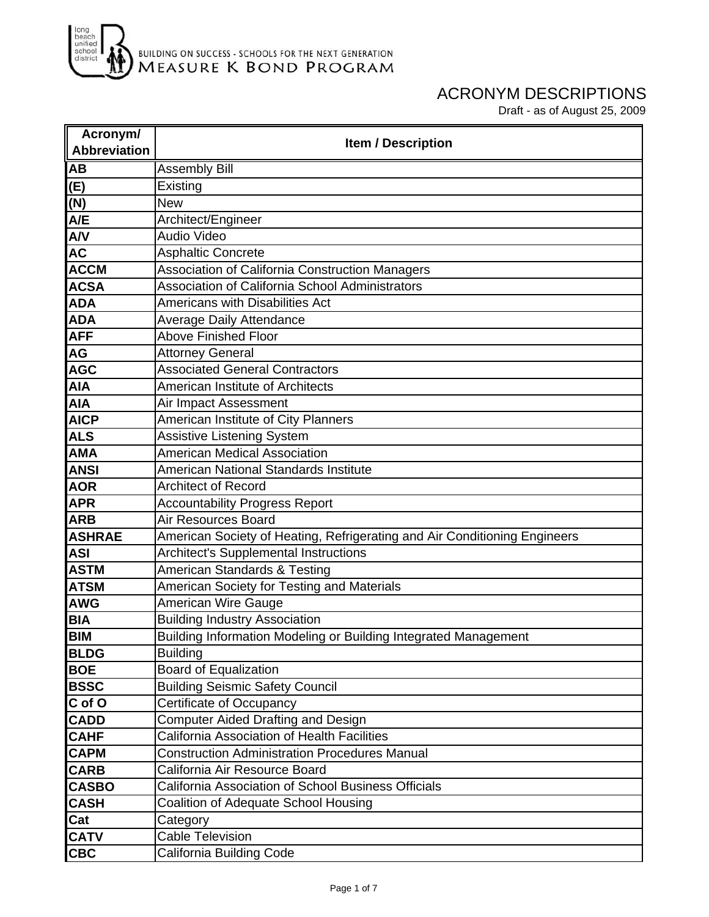BUILDING ON SUCCESS - SCHOOLS FOR THE NEXT GENERATION
MEASURE K BOND PROGRAM

# ACRONYM DESCRIPTIONS

Draft - as of August 25, 2009

| Acronym/ Abbreviation | Item / Description |
|---|---|
| **AB** | Assembly Bill |
| **(E)** | Existing |
| **(N)** | New |
| **A/E** | Architect/Engineer |
| **A/V** | Audio Video |
| **AC** | Asphaltic Concrete |
| **ACCM** | Association of California Construction Managers |
| **ACSA** | Association of California School Administrators |
| **ADA** | Americans with Disabilities Act |
| **ADA** | Average Daily Attendance |
| **AFF** | Above Finished Floor |
| **AG** | Attorney General |
| **AGC** | Associated General Contractors |
| **AIA** | American Institute of Architects |
| **AIA** | Air Impact Assessment |
| **AICP** | American Institute of City Planners |
| **ALS** | Assistive Listening System |
| **AMA** | American Medical Association |
| **ANSI** | American National Standards Institute |
| **AOR** | Architect of Record |
| **APR** | Accountability Progress Report |
| **ARB** | Air Resources Board |
| **ASHRAE** | American Society of Heating, Refrigerating and Air Conditioning Engineers |
| **ASI** | Architect's Supplemental Instructions |
| **ASTM** | American Standards & Testing |
| **ATSM** | American Society for Testing and Materials |
| **AWG** | American Wire Gauge |
| **BIA** | Building Industry Association |
| **BIM** | Building Information Modeling or Building Integrated Management |
| **BLDG** | Building |
| **BOE** | Board of Equalization |
| **BSSC** | Building Seismic Safety Council |
| **C of O** | Certificate of Occupancy |
| **CADD** | Computer Aided Drafting and Design |
| **CAHF** | California Association of Health Facilities |
| **CAPM** | Construction Administration Procedures Manual |
| **CARB** | California Air Resource Board |
| **CASBO** | California Association of School Business Officials |
| **CASH** | Coalition of Adequate School Housing |
| **Cat** | Category |
| **CATV** | Cable Television |
| **CBC** | California Building Code |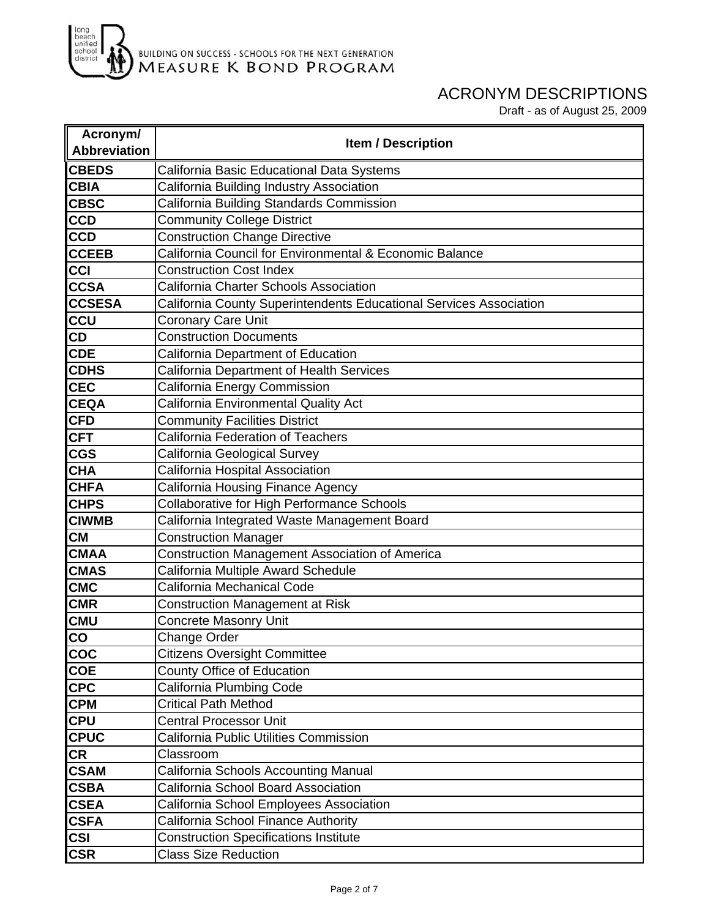long beach unified school district

BUILDING ON SUCCESS - SCHOOLS FOR THE NEXT GENERATION
MEASURE K BOND PROGRAM

# ACRONYM DESCRIPTIONS

Draft - as of August 25, 2009

| Acronym/ Abbreviation | Item / Description |
|---|---|
| **CBEDS** | California Basic Educational Data Systems |
| **CBIA** | California Building Industry Association |
| **CBSC** | California Building Standards Commission |
| **CCD** | Community College District |
| **CCD** | Construction Change Directive |
| **CCEEB** | California Council for Environmental & Economic Balance |
| **CCI** | Construction Cost Index |
| **CCSA** | California Charter Schools Association |
| **CCSESA** | California County Superintendents Educational Services Association |
| **CCU** | Coronary Care Unit |
| **CD** | Construction Documents |
| **CDE** | California Department of Education |
| **CDHS** | California Department of Health Services |
| **CEC** | California Energy Commission |
| **CEQA** | California Environmental Quality Act |
| **CFD** | Community Facilities District |
| **CFT** | California Federation of Teachers |
| **CGS** | California Geological Survey |
| **CHA** | California Hospital Association |
| **CHFA** | California Housing Finance Agency |
| **CHPS** | Collaborative for High Performance Schools |
| **CIWMB** | California Integrated Waste Management Board |
| **CM** | Construction Manager |
| **CMAA** | Construction Management Association of America |
| **CMAS** | California Multiple Award Schedule |
| **CMC** | California Mechanical Code |
| **CMR** | Construction Management at Risk |
| **CMU** | Concrete Masonry Unit |
| **CO** | Change Order |
| **COC** | Citizens Oversight Committee |
| **COE** | County Office of Education |
| **CPC** | California Plumbing Code |
| **CPM** | Critical Path Method |
| **CPU** | Central Processor Unit |
| **CPUC** | California Public Utilities Commission |
| **CR** | Classroom |
| **CSAM** | California Schools Accounting Manual |
| **CSBA** | California School Board Association |
| **CSEA** | California School Employees Association |
| **CSFA** | California School Finance Authority |
| **CSI** | Construction Specifications Institute |
| **CSR** | Class Size Reduction |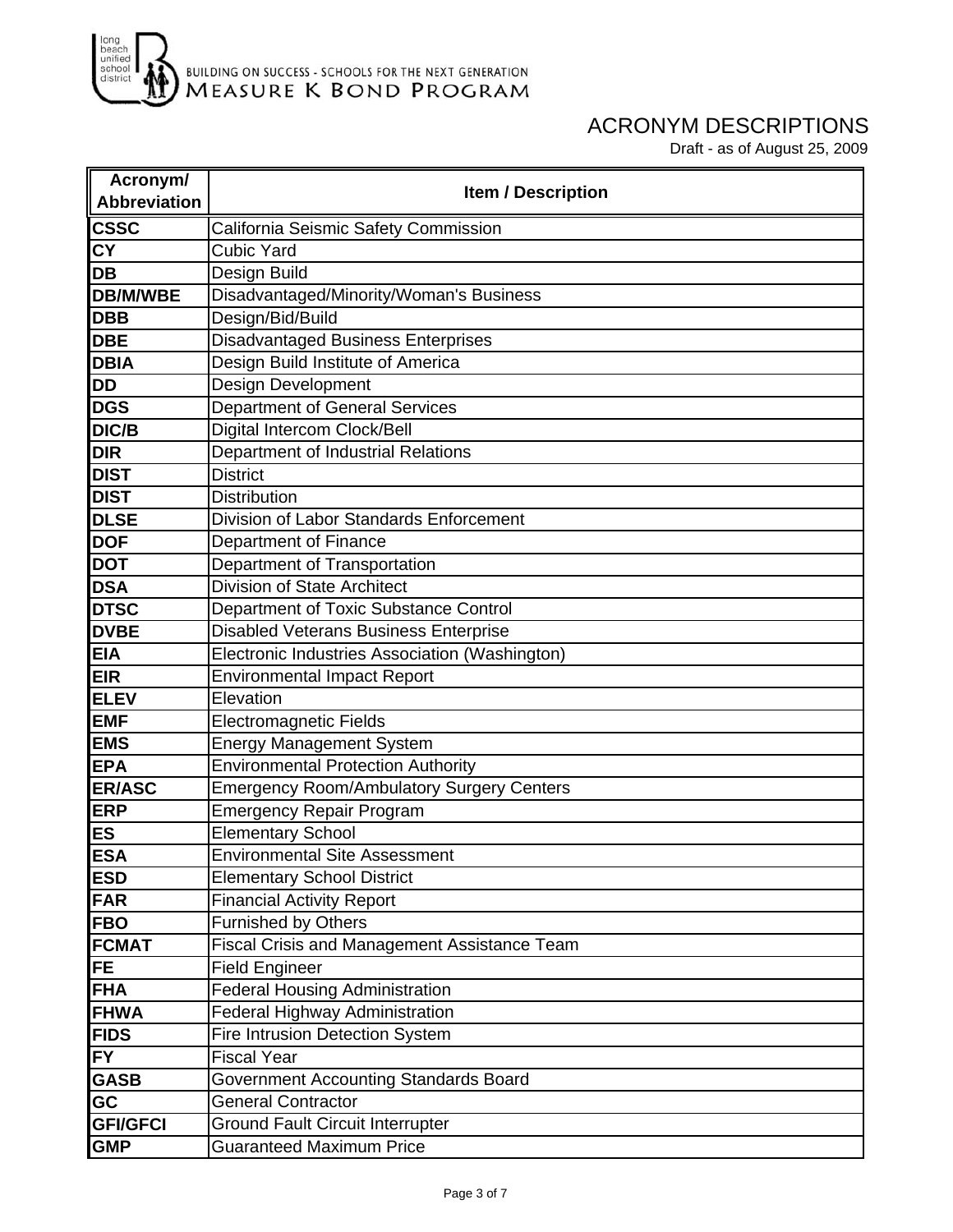BUILDING ON SUCCESS - SCHOOLS FOR THE NEXT GENERATION

MEASURE K BOND PROGRAM

# ACRONYM DESCRIPTIONS

Draft - as of August 25, 2009

| Acronym/ Abbreviation | Item / Description |
|---|---|
| **CSSC** | California Seismic Safety Commission |
| **CY** | Cubic Yard |
| **DB** | Design Build |
| **DB/M/WBE** | Disadvantaged/Minority/Woman's Business |
| **DBB** | Design/Bid/Build |
| **DBE** | Disadvantaged Business Enterprises |
| **DBIA** | Design Build Institute of America |
| **DD** | Design Development |
| **DGS** | Department of General Services |
| **DIC/B** | Digital Intercom Clock/Bell |
| **DIR** | Department of Industrial Relations |
| **DIST** | District |
| **DIST** | Distribution |
| **DLSE** | Division of Labor Standards Enforcement |
| **DOF** | Department of Finance |
| **DOT** | Department of Transportation |
| **DSA** | Division of State Architect |
| **DTSC** | Department of Toxic Substance Control |
| **DVBE** | Disabled Veterans Business Enterprise |
| **EIA** | Electronic Industries Association (Washington) |
| **EIR** | Environmental Impact Report |
| **ELEV** | Elevation |
| **EMF** | Electromagnetic Fields |
| **EMS** | Energy Management System |
| **EPA** | Environmental Protection Authority |
| **ER/ASC** | Emergency Room/Ambulatory Surgery Centers |
| **ERP** | Emergency Repair Program |
| **ES** | Elementary School |
| **ESA** | Environmental Site Assessment |
| **ESD** | Elementary School District |
| **FAR** | Financial Activity Report |
| **FBO** | Furnished by Others |
| **FCMAT** | Fiscal Crisis and Management Assistance Team |
| **FE** | Field Engineer |
| **FHA** | Federal Housing Administration |
| **FHWA** | Federal Highway Administration |
| **FIDS** | Fire Intrusion Detection System |
| **FY** | Fiscal Year |
| **GASB** | Government Accounting Standards Board |
| **GC** | General Contractor |
| **GFI/GFCI** | Ground Fault Circuit Interrupter |
| **GMP** | Guaranteed Maximum Price |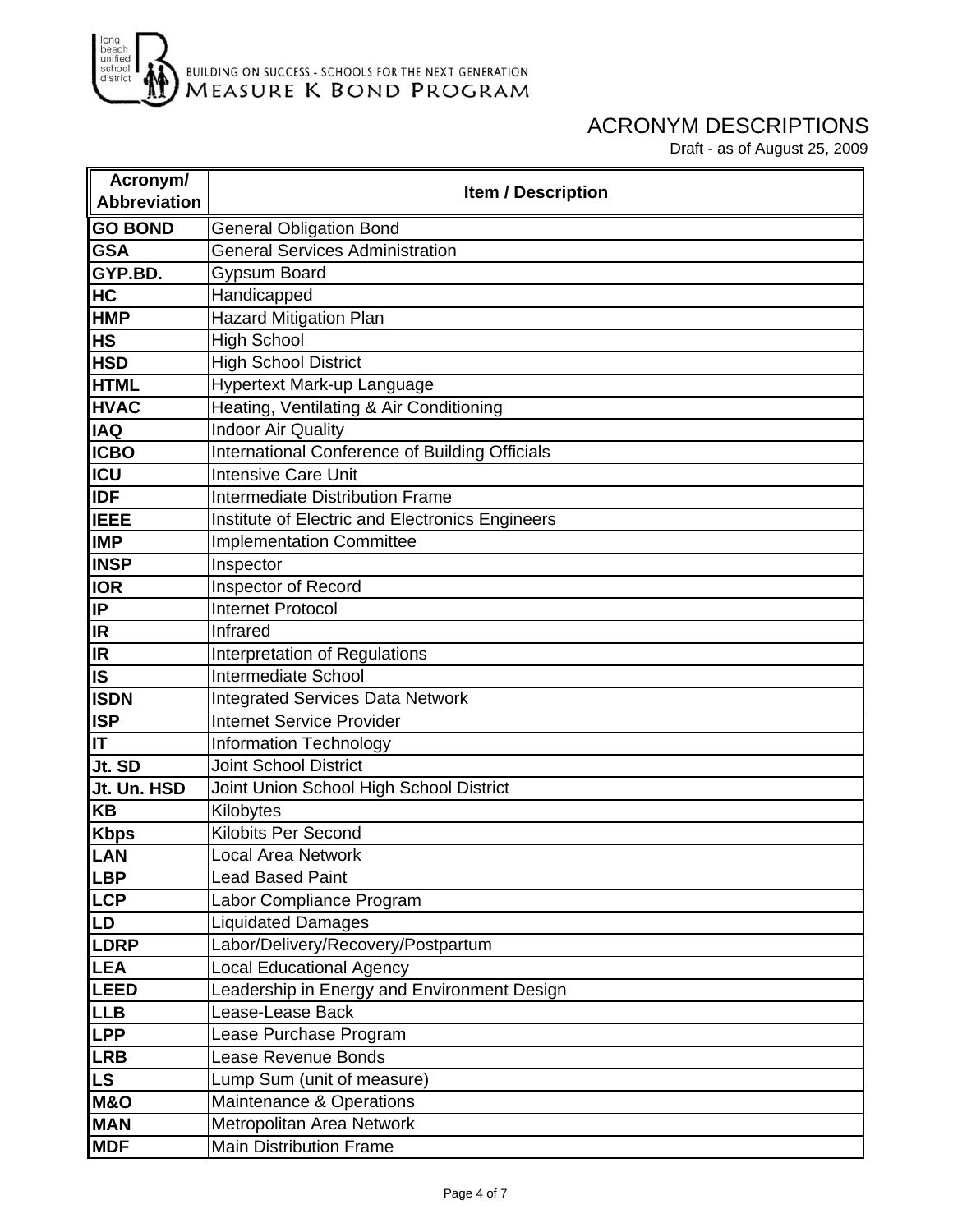BUILDING ON SUCCESS - SCHOOLS FOR THE NEXT GENERATION
MEASURE K BOND PROGRAM

# ACRONYM DESCRIPTIONS

Draft - as of August 25, 2009

| Acronym/ Abbreviation | Item / Description |
|---|---|
| **GO BOND** | General Obligation Bond |
| **GSA** | General Services Administration |
| **GYP.BD.** | Gypsum Board |
| **HC** | Handicapped |
| **HMP** | Hazard Mitigation Plan |
| **HS** | High School |
| **HSD** | High School District |
| **HTML** | Hypertext Mark-up Language |
| **HVAC** | Heating, Ventilating & Air Conditioning |
| **IAQ** | Indoor Air Quality |
| **ICBO** | International Conference of Building Officials |
| **ICU** | Intensive Care Unit |
| **IDF** | Intermediate Distribution Frame |
| **IEEE** | Institute of Electric and Electronics Engineers |
| **IMP** | Implementation Committee |
| **INSP** | Inspector |
| **IOR** | Inspector of Record |
| **IP** | Internet Protocol |
| **IR** | Infrared |
| **IR** | Interpretation of Regulations |
| **IS** | Intermediate School |
| **ISDN** | Integrated Services Data Network |
| **ISP** | Internet Service Provider |
| **IT** | Information Technology |
| **Jt. SD** | Joint School District |
| **Jt. Un. HSD** | Joint Union School High School District |
| **KB** | Kilobytes |
| **Kbps** | Kilobits Per Second |
| **LAN** | Local Area Network |
| **LBP** | Lead Based Paint |
| **LCP** | Labor Compliance Program |
| **LD** | Liquidated Damages |
| **LDRP** | Labor/Delivery/Recovery/Postpartum |
| **LEA** | Local Educational Agency |
| **LEED** | Leadership in Energy and Environment Design |
| **LLB** | Lease-Lease Back |
| **LPP** | Lease Purchase Program |
| **LRB** | Lease Revenue Bonds |
| **LS** | Lump Sum (unit of measure) |
| **M&O** | Maintenance & Operations |
| **MAN** | Metropolitan Area Network |
| **MDF** | Main Distribution Frame |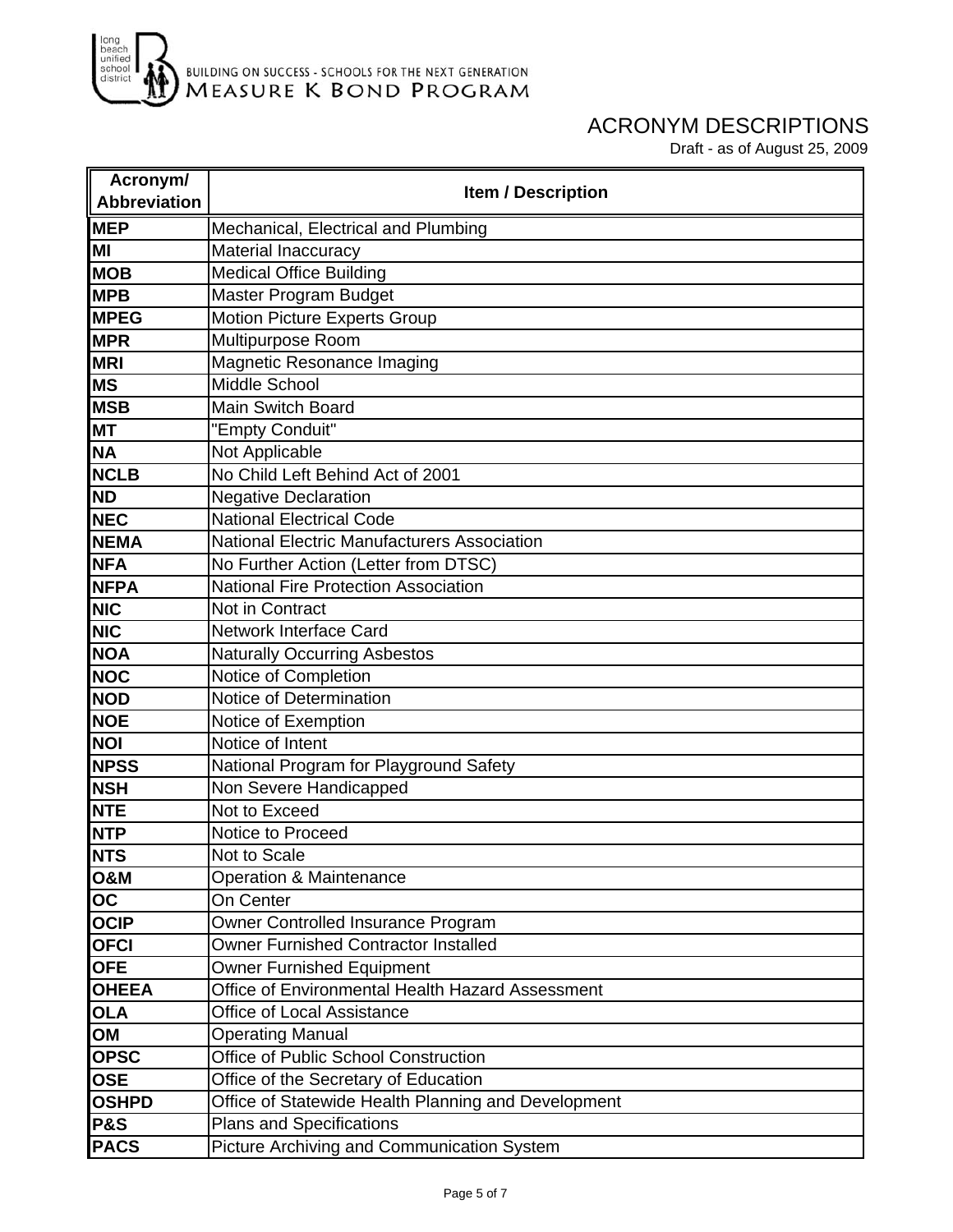BUILDING ON SUCCESS - SCHOOLS FOR THE NEXT GENERATION
MEASURE K BOND PROGRAM

# ACRONYM DESCRIPTIONS

Draft - as of August 25, 2009

| Acronym/ Abbreviation | Item / Description |
|---|---|
| **MEP** | Mechanical, Electrical and Plumbing |
| **MI** | Material Inaccuracy |
| **MOB** | Medical Office Building |
| **MPB** | Master Program Budget |
| **MPEG** | Motion Picture Experts Group |
| **MPR** | Multipurpose Room |
| **MRI** | Magnetic Resonance Imaging |
| **MS** | Middle School |
| **MSB** | Main Switch Board |
| **MT** | "Empty Conduit" |
| **NA** | Not Applicable |
| **NCLB** | No Child Left Behind Act of 2001 |
| **ND** | Negative Declaration |
| **NEC** | National Electrical Code |
| **NEMA** | National Electric Manufacturers Association |
| **NFA** | No Further Action (Letter from DTSC) |
| **NFPA** | National Fire Protection Association |
| **NIC** | Not in Contract |
| **NIC** | Network Interface Card |
| **NOA** | Naturally Occurring Asbestos |
| **NOC** | Notice of Completion |
| **NOD** | Notice of Determination |
| **NOE** | Notice of Exemption |
| **NOI** | Notice of Intent |
| **NPSS** | National Program for Playground Safety |
| **NSH** | Non Severe Handicapped |
| **NTE** | Not to Exceed |
| **NTP** | Notice to Proceed |
| **NTS** | Not to Scale |
| **O&M** | Operation & Maintenance |
| **OC** | On Center |
| **OCIP** | Owner Controlled Insurance Program |
| **OFCI** | Owner Furnished Contractor Installed |
| **OFE** | Owner Furnished Equipment |
| **OHEEA** | Office of Environmental Health Hazard Assessment |
| **OLA** | Office of Local Assistance |
| **OM** | Operating Manual |
| **OPSC** | Office of Public School Construction |
| **OSE** | Office of the Secretary of Education |
| **OSHPD** | Office of Statewide Health Planning and Development |
| **P&S** | Plans and Specifications |
| **PACS** | Picture Archiving and Communication System |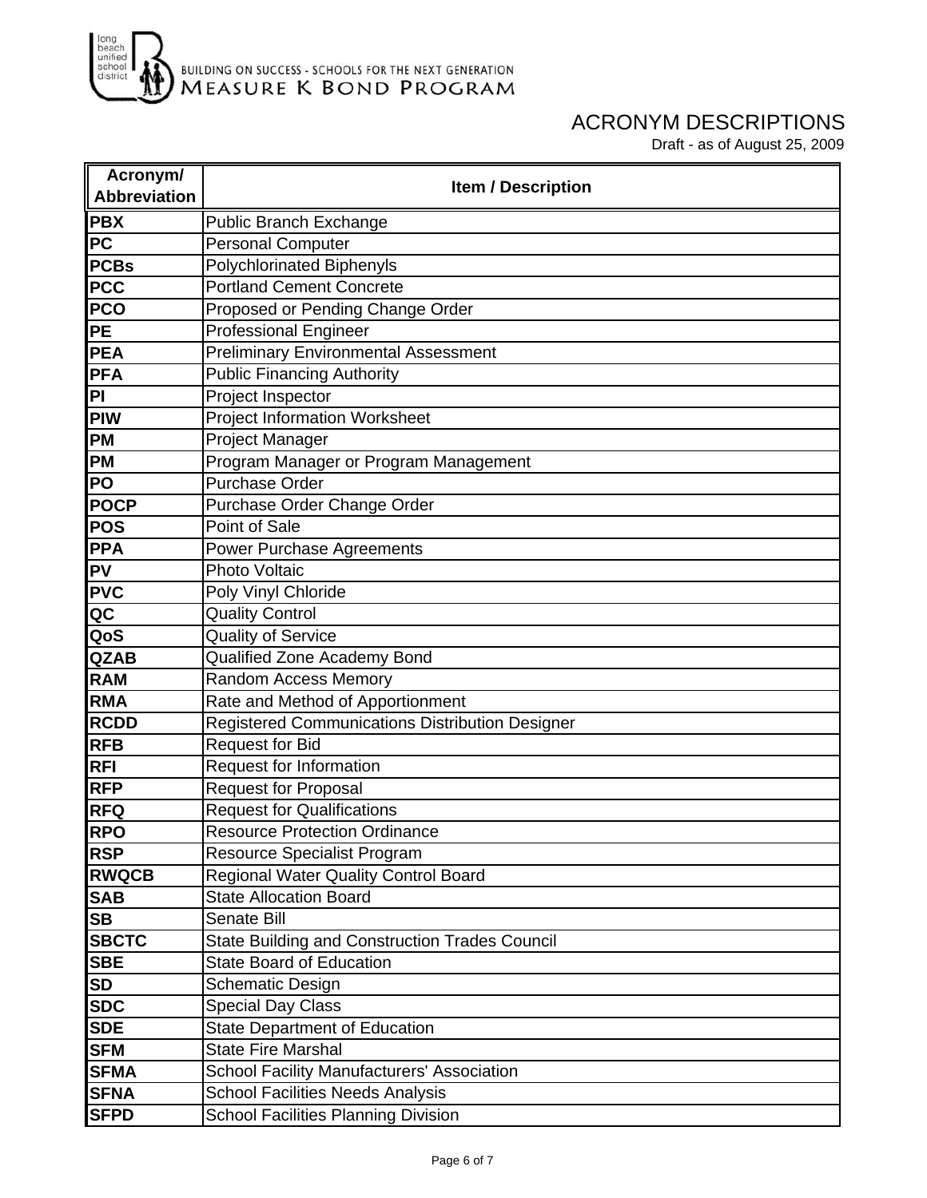BUILDING ON SUCCESS - SCHOOLS FOR THE NEXT GENERATION
MEASURE K BOND PROGRAM

# ACRONYM DESCRIPTIONS

Draft - as of August 25, 2009

| Acronym/ Abbreviation | Item / Description |
|---|---|
| **PBX** | Public Branch Exchange |
| **PC** | Personal Computer |
| **PCBs** | Polychlorinated Biphenyls |
| **PCC** | Portland Cement Concrete |
| **PCO** | Proposed or Pending Change Order |
| **PE** | Professional Engineer |
| **PEA** | Preliminary Environmental Assessment |
| **PFA** | Public Financing Authority |
| **PI** | Project Inspector |
| **PIW** | Project Information Worksheet |
| **PM** | Project Manager |
| **PM** | Program Manager or Program Management |
| **PO** | Purchase Order |
| **POCP** | Purchase Order Change Order |
| **POS** | Point of Sale |
| **PPA** | Power Purchase Agreements |
| **PV** | Photo Voltaic |
| **PVC** | Poly Vinyl Chloride |
| **QC** | Quality Control |
| **QoS** | Quality of Service |
| **QZAB** | Qualified Zone Academy Bond |
| **RAM** | Random Access Memory |
| **RMA** | Rate and Method of Apportionment |
| **RCDD** | Registered Communications Distribution Designer |
| **RFB** | Request for Bid |
| **RFI** | Request for Information |
| **RFP** | Request for Proposal |
| **RFQ** | Request for Qualifications |
| **RPO** | Resource Protection Ordinance |
| **RSP** | Resource Specialist Program |
| **RWQCB** | Regional Water Quality Control Board |
| **SAB** | State Allocation Board |
| **SB** | Senate Bill |
| **SBCTC** | State Building and Construction Trades Council |
| **SBE** | State Board of Education |
| **SD** | Schematic Design |
| **SDC** | Special Day Class |
| **SDE** | State Department of Education |
| **SFM** | State Fire Marshal |
| **SFMA** | School Facility Manufacturers' Association |
| **SFNA** | School Facilities Needs Analysis |
| **SFPD** | School Facilities Planning Division |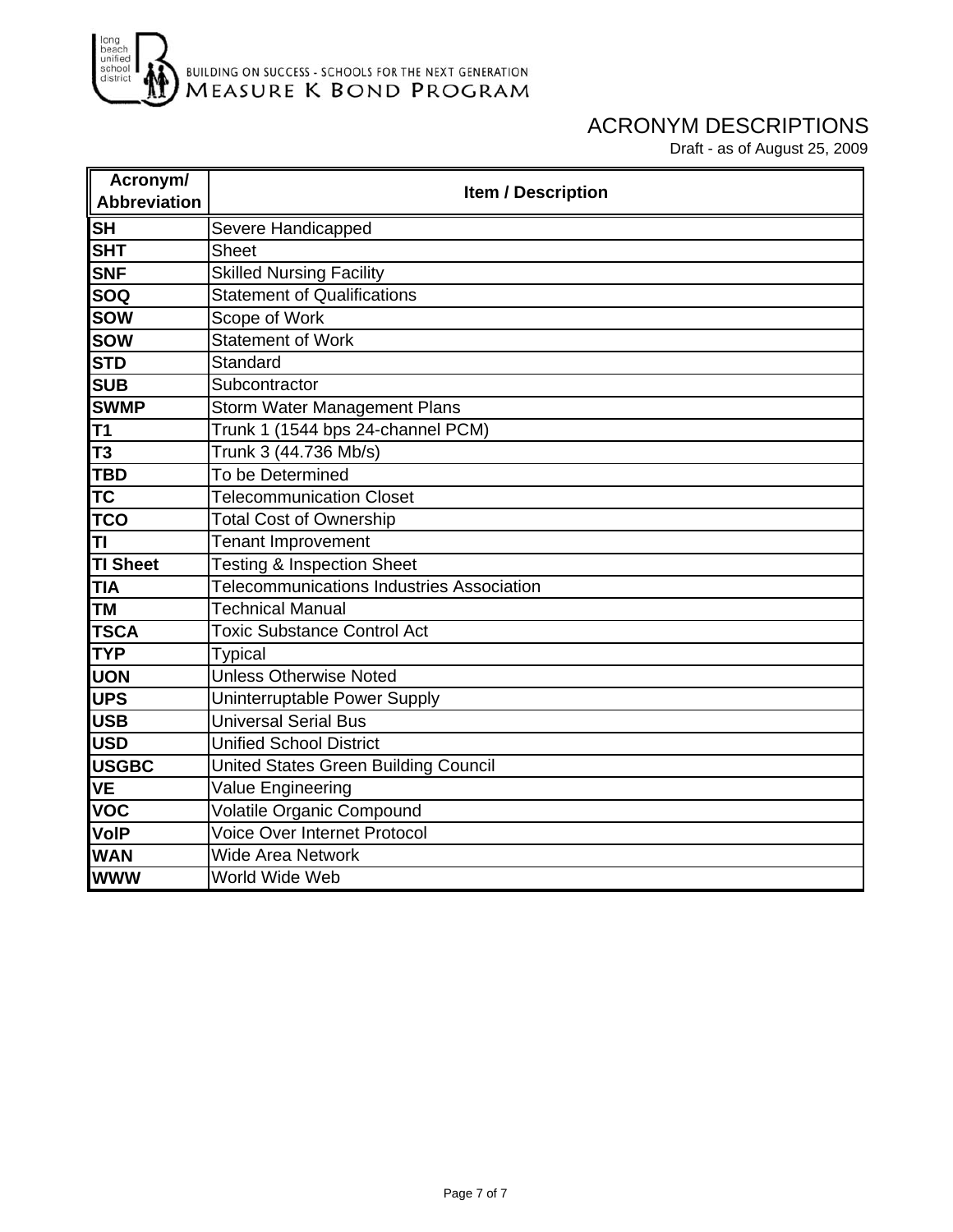long beach unified school district

BUILDING ON SUCCESS - SCHOOLS FOR THE NEXT GENERATION
MEASURE K BOND PROGRAM

# ACRONYM DESCRIPTIONS

Draft - as of August 25, 2009

| Acronym/ Abbreviation | Item / Description |
|---|---|
| **SH** | Severe Handicapped |
| **SHT** | Sheet |
| **SNF** | Skilled Nursing Facility |
| **SOQ** | Statement of Qualifications |
| **SOW** | Scope of Work |
| **SOW** | Statement of Work |
| **STD** | Standard |
| **SUB** | Subcontractor |
| **SWMP** | Storm Water Management Plans |
| **T1** | Trunk 1 (1544 bps 24-channel PCM) |
| **T3** | Trunk 3 (44.736 Mb/s) |
| **TBD** | To be Determined |
| **TC** | Telecommunication Closet |
| **TCO** | Total Cost of Ownership |
| **TI** | Tenant Improvement |
| **TI Sheet** | Testing & Inspection Sheet |
| **TIA** | Telecommunications Industries Association |
| **TM** | Technical Manual |
| **TSCA** | Toxic Substance Control Act |
| **TYP** | Typical |
| **UON** | Unless Otherwise Noted |
| **UPS** | Uninterruptable Power Supply |
| **USB** | Universal Serial Bus |
| **USD** | Unified School District |
| **USGBC** | United States Green Building Council |
| **VE** | Value Engineering |
| **VOC** | Volatile Organic Compound |
| **VoIP** | Voice Over Internet Protocol |
| **WAN** | Wide Area Network |
| **WWW** | World Wide Web |